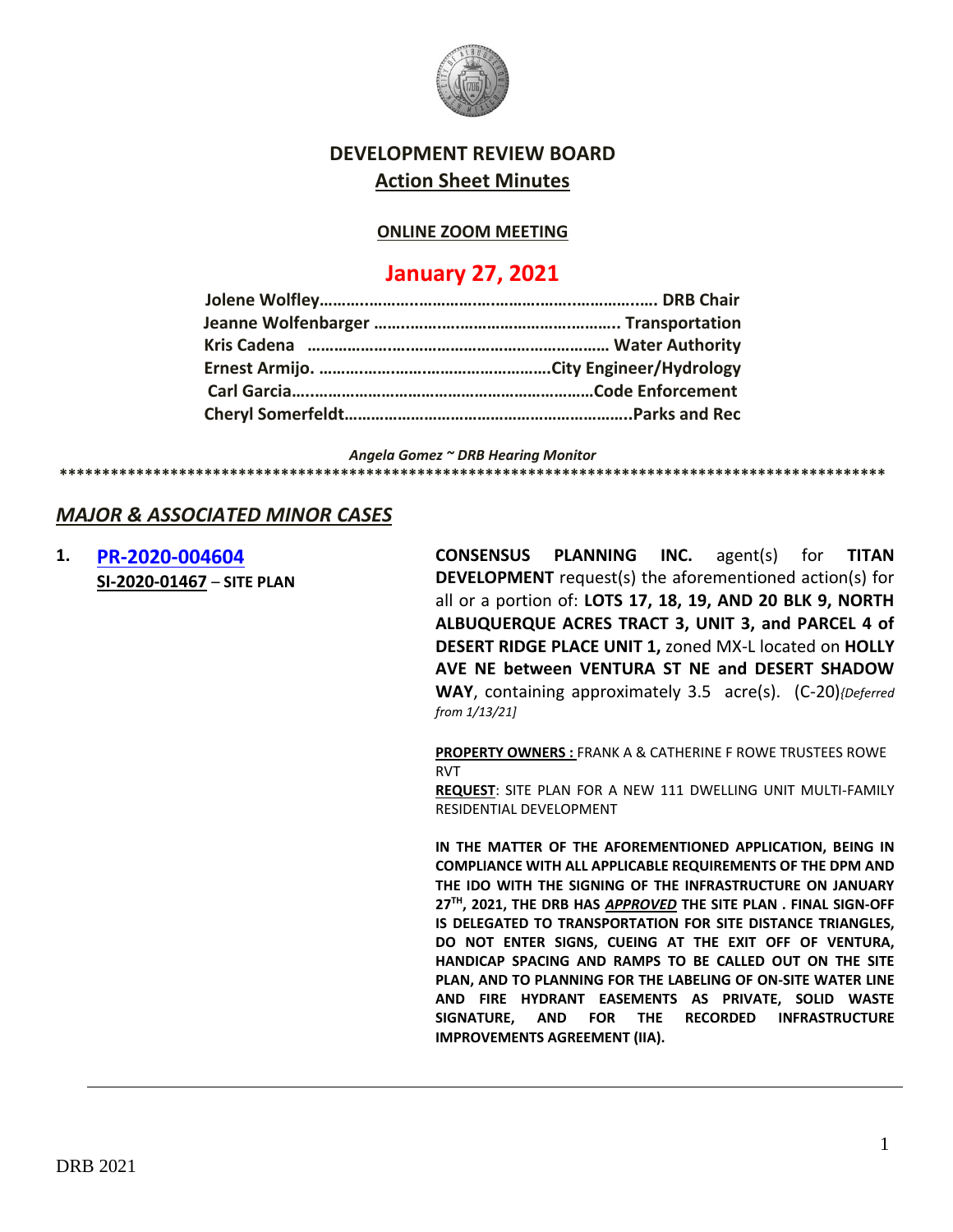# DEVELOPMENT REVIEW BOARD

## Action Sheet Minutes

**ONLINE ZOOM MEETING**

## January 27, 2021

**Jolene Wolfley…………………………………………………………………. DRB Chair**
**Jeanne Wolfenbarger ……………………………………………….. Transportation**
**Kris Cadena ………………………………………………………… Water Authority**
**Ernest Armijo. ……………………………………………City Engineer/Hydrology**
**Carl Garcia……………………………………………………………Code Enforcement**
**Cheryl Somerfeldt………………………………………………………..Parks and Rec**

*Angela Gomez ~ DRB Hearing Monitor*

****************************************************************************************************

## *MAJOR & ASSOCIATED MINOR CASES*

**1. PR-2020-004604**
**SI-2020-01467 – SITE PLAN**

**CONSENSUS PLANNING INC.** agent(s) for **TITAN DEVELOPMENT** request(s) the aforementioned action(s) for all or a portion of: **LOTS 17, 18, 19, AND 20 BLK 9, NORTH ALBUQUERQUE ACRES TRACT 3, UNIT 3, and PARCEL 4 of DESERT RIDGE PLACE UNIT 1,** zoned MX-L located on **HOLLY AVE NE between VENTURA ST NE and DESERT SHADOW WAY**, containing approximately 3.5 acre(s). (C-20)*{Deferred from 1/13/21]*

**PROPERTY OWNERS :** FRANK A & CATHERINE F ROWE TRUSTEES ROWE RVT
**REQUEST**: SITE PLAN FOR A NEW 111 DWELLING UNIT MULTI-FAMILY RESIDENTIAL DEVELOPMENT

**IN THE MATTER OF THE AFOREMENTIONED APPLICATION, BEING IN COMPLIANCE WITH ALL APPLICABLE REQUIREMENTS OF THE DPM AND THE IDO WITH THE SIGNING OF THE INFRASTRUCTURE ON JANUARY 27TH, 2021, THE DRB HAS *APPROVED* THE SITE PLAN . FINAL SIGN-OFF IS DELEGATED TO TRANSPORTATION FOR SITE DISTANCE TRIANGLES, DO NOT ENTER SIGNS, CUEING AT THE EXIT OFF OF VENTURA, HANDICAP SPACING AND RAMPS TO BE CALLED OUT ON THE SITE PLAN, AND TO PLANNING FOR THE LABELING OF ON-SITE WATER LINE AND FIRE HYDRANT EASEMENTS AS PRIVATE, SOLID WASTE SIGNATURE, AND FOR THE RECORDED INFRASTRUCTURE IMPROVEMENTS AGREEMENT (IIA).**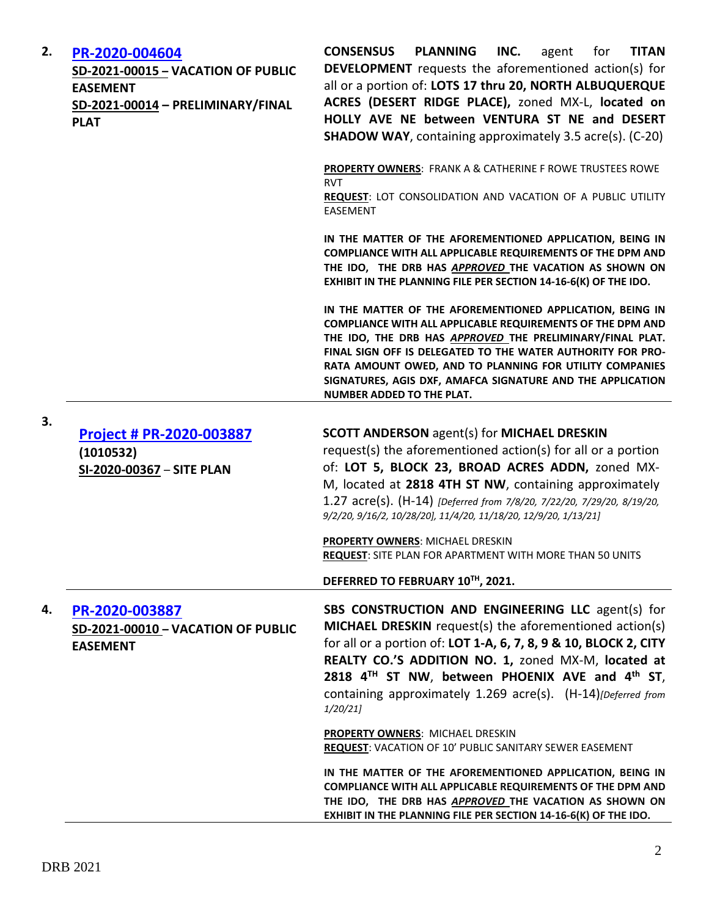| | | |
|---|---|---|
| **2.** | **PR-2020-004604**<br>**SD-2021-00015 – VACATION OF PUBLIC EASEMENT**<br>**SD-2021-00014 – PRELIMINARY/FINAL PLAT** | **CONSENSUS PLANNING INC.** agent for **TITAN DEVELOPMENT** requests the aforementioned action(s) for all or a portion of: **LOTS 17 thru 20, NORTH ALBUQUERQUE ACRES (DESERT RIDGE PLACE),** zoned MX-L, **located on HOLLY AVE NE between VENTURA ST NE and DESERT SHADOW WAY**, containing approximately 3.5 acre(s). (C-20)<br><br>**PROPERTY OWNERS**: FRANK A & CATHERINE F ROWE TRUSTEES ROWE RVT<br>**REQUEST**: LOT CONSOLIDATION AND VACATION OF A PUBLIC UTILITY EASEMENT<br><br>**IN THE MATTER OF THE AFOREMENTIONED APPLICATION, BEING IN COMPLIANCE WITH ALL APPLICABLE REQUIREMENTS OF THE DPM AND THE IDO, THE DRB HAS *APPROVED* THE VACATION AS SHOWN ON EXHIBIT IN THE PLANNING FILE PER SECTION 14-16-6(K) OF THE IDO.**<br><br>**IN THE MATTER OF THE AFOREMENTIONED APPLICATION, BEING IN COMPLIANCE WITH ALL APPLICABLE REQUIREMENTS OF THE DPM AND THE IDO, THE DRB HAS *APPROVED* THE PRELIMINARY/FINAL PLAT. FINAL SIGN OFF IS DELEGATED TO THE WATER AUTHORITY FOR PRO-RATA AMOUNT OWED, AND TO PLANNING FOR UTILITY COMPANIES SIGNATURES, AGIS DXF, AMAFCA SIGNATURE AND THE APPLICATION NUMBER ADDED TO THE PLAT.** |
| **3.** | **Project # PR-2020-003887**<br>**(1010532)**<br>**SI-2020-00367 – SITE PLAN** | **SCOTT ANDERSON** agent(s) for **MICHAEL DRESKIN** request(s) the aforementioned action(s) for all or a portion of: **LOT 5, BLOCK 23, BROAD ACRES ADDN,** zoned MX-M, located at **2818 4TH ST NW**, containing approximately 1.27 acre(s). (H-14) *[Deferred from 7/8/20, 7/22/20, 7/29/20, 8/19/20, 9/2/20, 9/16/2, 10/28/20], 11/4/20, 11/18/20, 12/9/20, 1/13/21]*<br><br>**PROPERTY OWNERS**: MICHAEL DRESKIN<br>**REQUEST**: SITE PLAN FOR APARTMENT WITH MORE THAN 50 UNITS<br><br>**DEFERRED TO FEBRUARY 10TH, 2021.** |
| **4.** | **PR-2020-003887**<br>**SD-2021-00010 – VACATION OF PUBLIC EASEMENT** | **SBS CONSTRUCTION AND ENGINEERING LLC** agent(s) for **MICHAEL DRESKIN** request(s) the aforementioned action(s) for all or a portion of: **LOT 1-A, 6, 7, 8, 9 & 10, BLOCK 2, CITY REALTY CO.'S ADDITION NO. 1,** zoned MX-M, **located at 2818 4TH ST NW**, **between PHOENIX AVE and 4th ST**, containing approximately 1.269 acre(s). (H-14)*[Deferred from 1/20/21]*<br><br>**PROPERTY OWNERS**: MICHAEL DRESKIN<br>**REQUEST**: VACATION OF 10' PUBLIC SANITARY SEWER EASEMENT<br><br>**IN THE MATTER OF THE AFOREMENTIONED APPLICATION, BEING IN COMPLIANCE WITH ALL APPLICABLE REQUIREMENTS OF THE DPM AND THE IDO, THE DRB HAS *APPROVED* THE VACATION AS SHOWN ON EXHIBIT IN THE PLANNING FILE PER SECTION 14-16-6(K) OF THE IDO.** |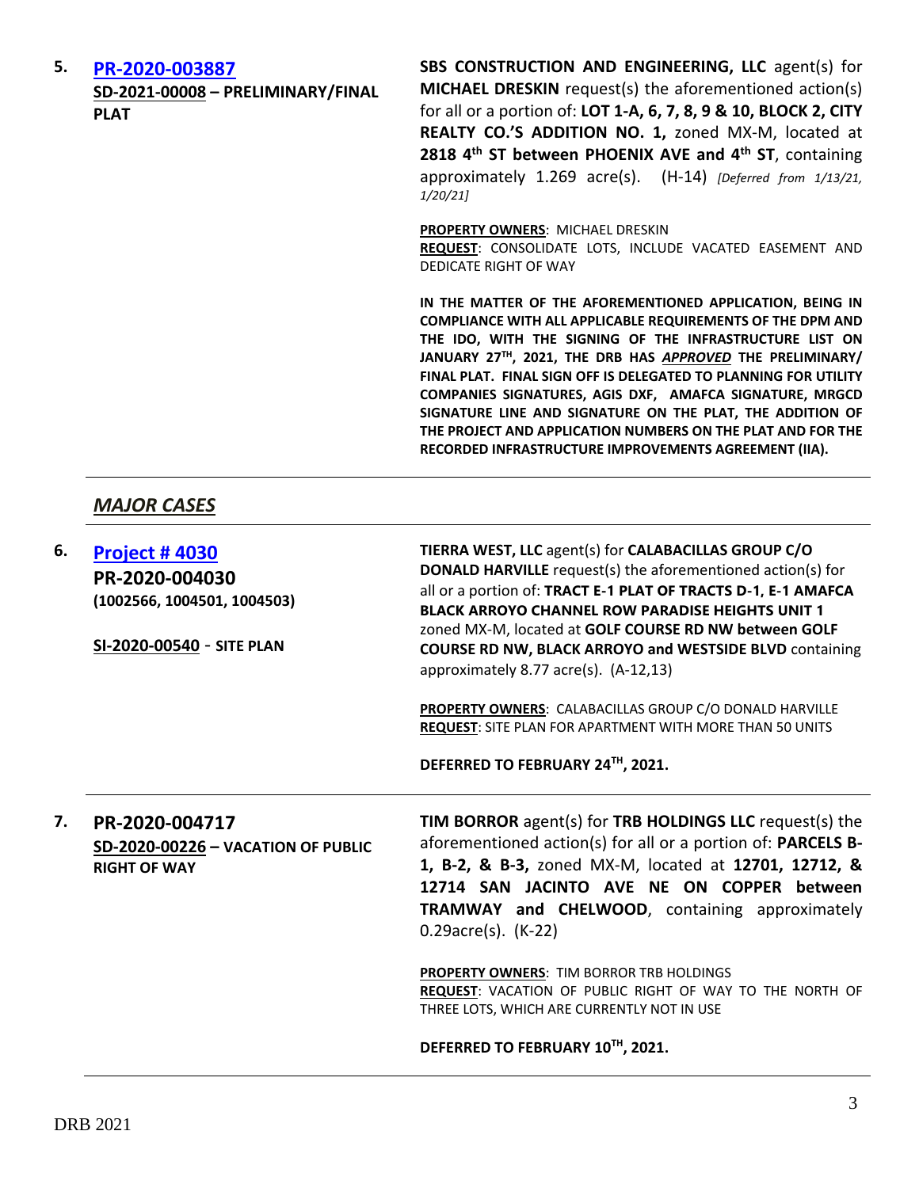**5.** **[PR-2020-003887](#)**
**SD-2021-00008 – PRELIMINARY/FINAL PLAT**

**SBS CONSTRUCTION AND ENGINEERING, LLC** agent(s) for **MICHAEL DRESKIN** request(s) the aforementioned action(s) for all or a portion of: **LOT 1-A, 6, 7, 8, 9 & 10, BLOCK 2, CITY REALTY CO.'S ADDITION NO. 1,** zoned MX-M, located at **2818 4th ST between PHOENIX AVE and 4th ST**, containing approximately 1.269 acre(s). (H-14) *[Deferred from 1/13/21, 1/20/21]*

**PROPERTY OWNERS**: MICHAEL DRESKIN
**REQUEST**: CONSOLIDATE LOTS, INCLUDE VACATED EASEMENT AND DEDICATE RIGHT OF WAY

**IN THE MATTER OF THE AFOREMENTIONED APPLICATION, BEING IN COMPLIANCE WITH ALL APPLICABLE REQUIREMENTS OF THE DPM AND THE IDO, WITH THE SIGNING OF THE INFRASTRUCTURE LIST ON JANUARY 27TH, 2021, THE DRB HAS *APPROVED* THE PRELIMINARY/ FINAL PLAT. FINAL SIGN OFF IS DELEGATED TO PLANNING FOR UTILITY COMPANIES SIGNATURES, AGIS DXF, AMAFCA SIGNATURE, MRGCD SIGNATURE LINE AND SIGNATURE ON THE PLAT, THE ADDITION OF THE PROJECT AND APPLICATION NUMBERS ON THE PLAT AND FOR THE RECORDED INFRASTRUCTURE IMPROVEMENTS AGREEMENT (IIA).**

---

## *MAJOR CASES*

---

**6.** **[Project # 4030](#)**
**PR-2020-004030**
**(1002566, 1004501, 1004503)**

**SI-2020-00540 - SITE PLAN**

**TIERRA WEST, LLC** agent(s) for **CALABACILLAS GROUP C/O DONALD HARVILLE** request(s) the aforementioned action(s) for all or a portion of: **TRACT E-1 PLAT OF TRACTS D-1, E-1 AMAFCA BLACK ARROYO CHANNEL ROW PARADISE HEIGHTS UNIT 1** zoned MX-M, located at **GOLF COURSE RD NW between GOLF COURSE RD NW, BLACK ARROYO and WESTSIDE BLVD** containing approximately 8.77 acre(s). (A-12,13)

**PROPERTY OWNERS**: CALABACILLAS GROUP C/O DONALD HARVILLE
**REQUEST**: SITE PLAN FOR APARTMENT WITH MORE THAN 50 UNITS

**DEFERRED TO FEBRUARY 24TH, 2021.**

---

**7.** **PR-2020-004717**
**SD-2020-00226 – VACATION OF PUBLIC RIGHT OF WAY**

**TIM BORROR** agent(s) for **TRB HOLDINGS LLC** request(s) the aforementioned action(s) for all or a portion of: **PARCELS B-1, B-2, & B-3,** zoned MX-M, located at **12701, 12712, & 12714 SAN JACINTO AVE NE ON COPPER between TRAMWAY and CHELWOOD**, containing approximately 0.29acre(s). (K-22)

**PROPERTY OWNERS**: TIM BORROR TRB HOLDINGS
**REQUEST**: VACATION OF PUBLIC RIGHT OF WAY TO THE NORTH OF THREE LOTS, WHICH ARE CURRENTLY NOT IN USE

**DEFERRED TO FEBRUARY 10TH, 2021.**

---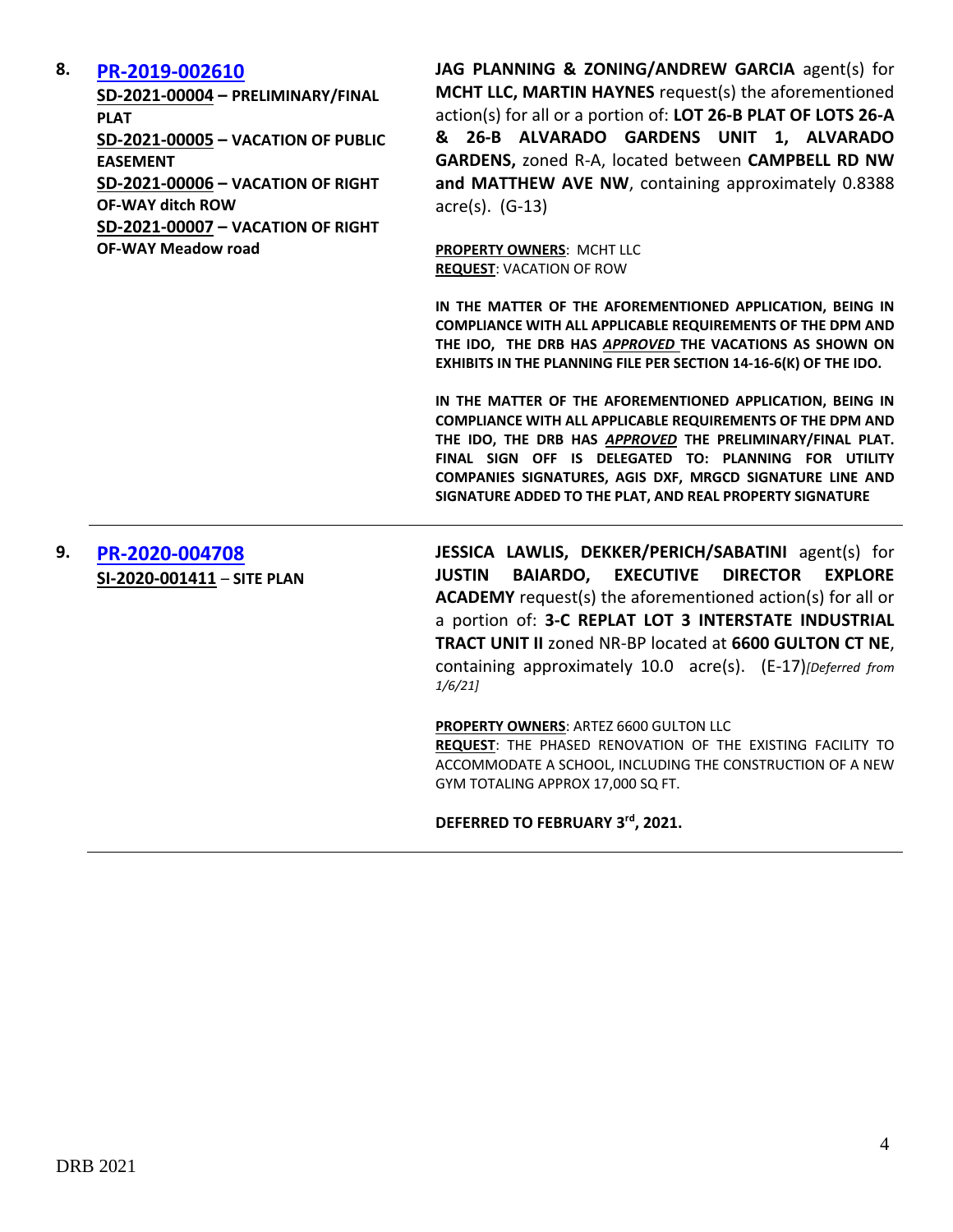**8.** **[PR-2019-002610](PR-2019-002610)**

**SD-2021-00004 – PRELIMINARY/FINAL PLAT**
**SD-2021-00005 – VACATION OF PUBLIC EASEMENT**
**SD-2021-00006 – VACATION OF RIGHT OF-WAY ditch ROW**
**SD-2021-00007 – VACATION OF RIGHT OF-WAY Meadow road**

**JAG PLANNING & ZONING/ANDREW GARCIA** agent(s) for **MCHT LLC, MARTIN HAYNES** request(s) the aforementioned action(s) for all or a portion of: **LOT 26-B PLAT OF LOTS 26-A & 26-B ALVARADO GARDENS UNIT 1, ALVARADO GARDENS,** zoned R-A, located between **CAMPBELL RD NW and MATTHEW AVE NW**, containing approximately 0.8388 acre(s). (G-13)

**PROPERTY OWNERS**: MCHT LLC
**REQUEST**: VACATION OF ROW

**IN THE MATTER OF THE AFOREMENTIONED APPLICATION, BEING IN COMPLIANCE WITH ALL APPLICABLE REQUIREMENTS OF THE DPM AND THE IDO, THE DRB HAS *APPROVED* THE VACATIONS AS SHOWN ON EXHIBITS IN THE PLANNING FILE PER SECTION 14-16-6(K) OF THE IDO.**

**IN THE MATTER OF THE AFOREMENTIONED APPLICATION, BEING IN COMPLIANCE WITH ALL APPLICABLE REQUIREMENTS OF THE DPM AND THE IDO, THE DRB HAS *APPROVED* THE PRELIMINARY/FINAL PLAT. FINAL SIGN OFF IS DELEGATED TO: PLANNING FOR UTILITY COMPANIES SIGNATURES, AGIS DXF, MRGCD SIGNATURE LINE AND SIGNATURE ADDED TO THE PLAT, AND REAL PROPERTY SIGNATURE**

---

**9.** **[PR-2020-004708](PR-2020-004708)**

**SI-2020-001411 – SITE PLAN**

**JESSICA LAWLIS, DEKKER/PERICH/SABATINI** agent(s) for **JUSTIN BAIARDO, EXECUTIVE DIRECTOR EXPLORE ACADEMY** request(s) the aforementioned action(s) for all or a portion of: **3-C REPLAT LOT 3 INTERSTATE INDUSTRIAL TRACT UNIT II** zoned NR-BP located at **6600 GULTON CT NE**, containing approximately 10.0 acre(s). (E-17)*[Deferred from 1/6/21]*

**PROPERTY OWNERS**: ARTEZ 6600 GULTON LLC
**REQUEST**: THE PHASED RENOVATION OF THE EXISTING FACILITY TO ACCOMMODATE A SCHOOL, INCLUDING THE CONSTRUCTION OF A NEW GYM TOTALING APPROX 17,000 SQ FT.

**DEFERRED TO FEBRUARY 3rd, 2021.**

---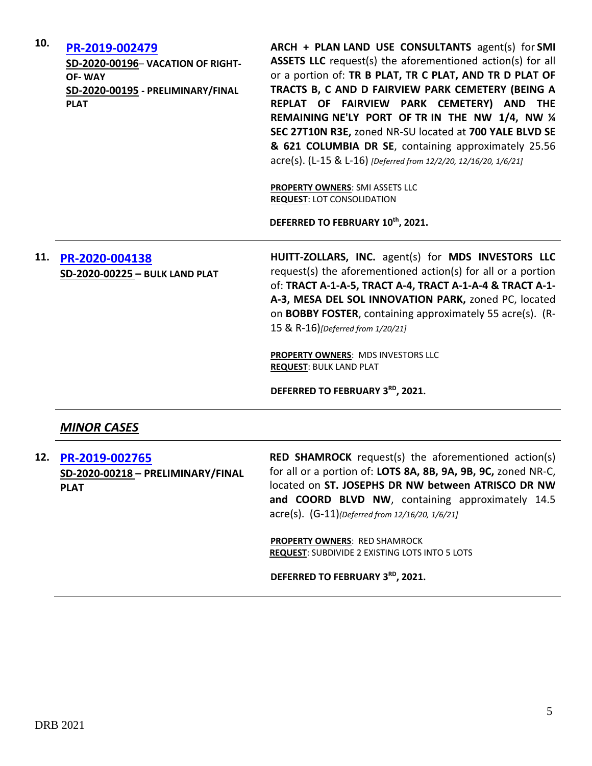**10.** **PR-2019-002479**
**SD-2020-00196– VACATION OF RIGHT-OF- WAY**
**SD-2020-00195 - PRELIMINARY/FINAL PLAT**

**ARCH + PLAN LAND USE CONSULTANTS** agent(s) for **SMI ASSETS LLC** request(s) the aforementioned action(s) for all or a portion of: **TR B PLAT, TR C PLAT, AND TR D PLAT OF TRACTS B, C AND D FAIRVIEW PARK CEMETERY (BEING A REPLAT OF FAIRVIEW PARK CEMETERY) AND THE REMAINING NE'LY PORT OF TR IN THE NW 1/4, NW ¼ SEC 27T10N R3E,** zoned NR-SU located at **700 YALE BLVD SE & 621 COLUMBIA DR SE**, containing approximately 25.56 acre(s). (L-15 & L-16) *[Deferred from 12/2/20, 12/16/20, 1/6/21]*

**PROPERTY OWNERS**: SMI ASSETS LLC
**REQUEST**: LOT CONSOLIDATION

**DEFERRED TO FEBRUARY 10th, 2021.**

---

**11.** **PR-2020-004138**
**SD-2020-00225 – BULK LAND PLAT**

**HUITT-ZOLLARS, INC.** agent(s) for **MDS INVESTORS LLC** request(s) the aforementioned action(s) for all or a portion of: **TRACT A-1-A-5, TRACT A-4, TRACT A-1-A-4 & TRACT A-1-A-3, MESA DEL SOL INNOVATION PARK,** zoned PC, located on **BOBBY FOSTER**, containing approximately 55 acre(s). (R-15 & R-16)*[Deferred from 1/20/21]*

**PROPERTY OWNERS**: MDS INVESTORS LLC
**REQUEST**: BULK LAND PLAT

**DEFERRED TO FEBRUARY 3RD, 2021.**

---

## *MINOR CASES*

---

**12.** **PR-2019-002765**
**SD-2020-00218 – PRELIMINARY/FINAL PLAT**

**RED SHAMROCK** request(s) the aforementioned action(s) for all or a portion of: **LOTS 8A, 8B, 9A, 9B, 9C,** zoned NR-C, located on **ST. JOSEPHS DR NW between ATRISCO DR NW and COORD BLVD NW**, containing approximately 14.5 acre(s). (G-11)*(Deferred from 12/16/20, 1/6/21]*

**PROPERTY OWNERS**: RED SHAMROCK
**REQUEST**: SUBDIVIDE 2 EXISTING LOTS INTO 5 LOTS

**DEFERRED TO FEBRUARY 3RD, 2021.**

---

DRB 2021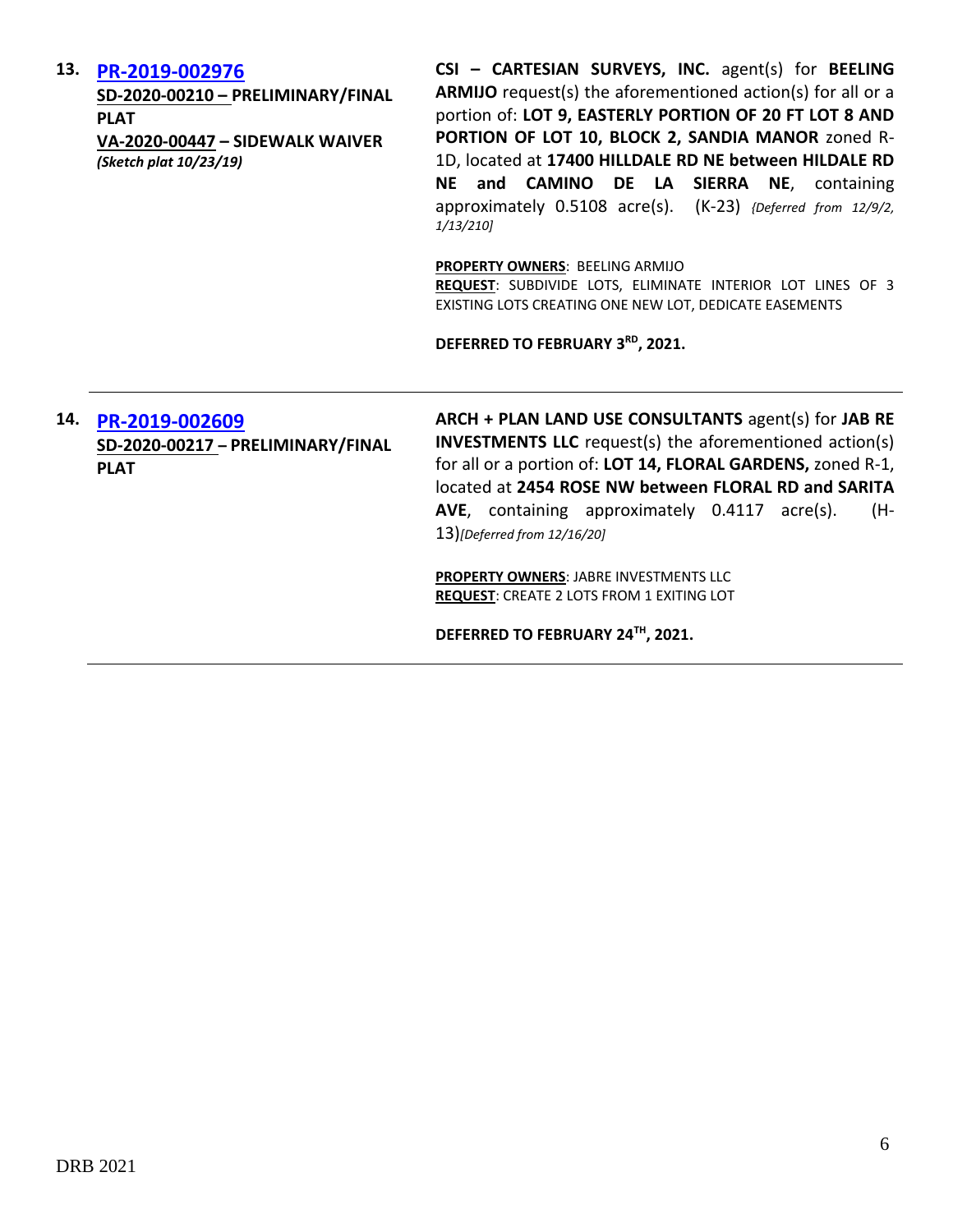**13. [PR-2019-002976]**

**SD-2020-00210 – PRELIMINARY/FINAL PLAT**
**VA-2020-00447 – SIDEWALK WAIVER**
***(Sketch plat 10/23/19)***

**CSI – CARTESIAN SURVEYS, INC.** agent(s) for **BEELING ARMIJO** request(s) the aforementioned action(s) for all or a portion of: **LOT 9, EASTERLY PORTION OF 20 FT LOT 8 AND PORTION OF LOT 10, BLOCK 2, SANDIA MANOR** zoned R-1D, located at **17400 HILLDALE RD NE between HILDALE RD NE and CAMINO DE LA SIERRA NE**, containing approximately 0.5108 acre(s). (K-23) *{Deferred from 12/9/2, 1/13/210]*

**PROPERTY OWNERS**: BEELING ARMIJO
**REQUEST**: SUBDIVIDE LOTS, ELIMINATE INTERIOR LOT LINES OF 3 EXISTING LOTS CREATING ONE NEW LOT, DEDICATE EASEMENTS

**DEFERRED TO FEBRUARY 3RD, 2021.**

---

**14. [PR-2019-002609]**

**SD-2020-00217 – PRELIMINARY/FINAL PLAT**

**ARCH + PLAN LAND USE CONSULTANTS** agent(s) for **JAB RE INVESTMENTS LLC** request(s) the aforementioned action(s) for all or a portion of: **LOT 14, FLORAL GARDENS,** zoned R-1, located at **2454 ROSE NW between FLORAL RD and SARITA AVE**, containing approximately 0.4117 acre(s). (H-13)*[Deferred from 12/16/20]*

**PROPERTY OWNERS**: JABRE INVESTMENTS LLC
**REQUEST**: CREATE 2 LOTS FROM 1 EXITING LOT

**DEFERRED TO FEBRUARY 24TH, 2021.**

---

DRB 2021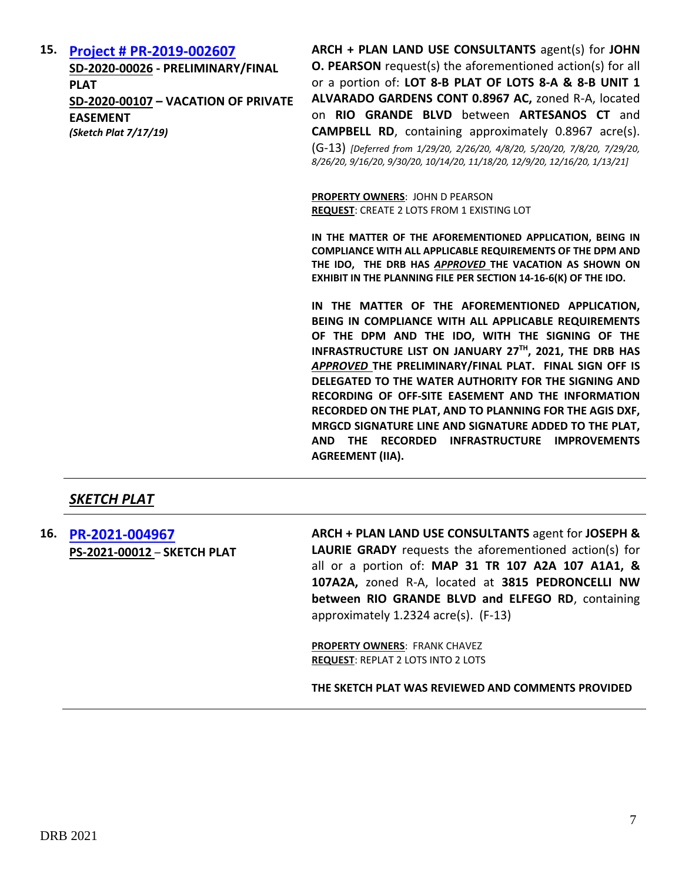15. **[Project # PR-2019-002607](#)**
**SD-2020-00026 - PRELIMINARY/FINAL PLAT**
**SD-2020-00107 – VACATION OF PRIVATE EASEMENT**
***(Sketch Plat 7/17/19)***

**ARCH + PLAN LAND USE CONSULTANTS** agent(s) for **JOHN O. PEARSON** request(s) the aforementioned action(s) for all or a portion of: **LOT 8-B PLAT OF LOTS 8-A & 8-B UNIT 1 ALVARADO GARDENS CONT 0.8967 AC,** zoned R-A, located on **RIO GRANDE BLVD** between **ARTESANOS CT** and **CAMPBELL RD**, containing approximately 0.8967 acre(s). (G-13) *[Deferred from 1/29/20, 2/26/20, 4/8/20, 5/20/20, 7/8/20, 7/29/20, 8/26/20, 9/16/20, 9/30/20, 10/14/20, 11/18/20, 12/9/20, 12/16/20, 1/13/21]*

**PROPERTY OWNERS**: JOHN D PEARSON
**REQUEST**: CREATE 2 LOTS FROM 1 EXISTING LOT

**IN THE MATTER OF THE AFOREMENTIONED APPLICATION, BEING IN COMPLIANCE WITH ALL APPLICABLE REQUIREMENTS OF THE DPM AND THE IDO, THE DRB HAS *APPROVED* THE VACATION AS SHOWN ON EXHIBIT IN THE PLANNING FILE PER SECTION 14-16-6(K) OF THE IDO.**

**IN THE MATTER OF THE AFOREMENTIONED APPLICATION, BEING IN COMPLIANCE WITH ALL APPLICABLE REQUIREMENTS OF THE DPM AND THE IDO, WITH THE SIGNING OF THE INFRASTRUCTURE LIST ON JANUARY 27TH, 2021, THE DRB HAS *APPROVED* THE PRELIMINARY/FINAL PLAT. FINAL SIGN OFF IS DELEGATED TO THE WATER AUTHORITY FOR THE SIGNING AND RECORDING OF OFF-SITE EASEMENT AND THE INFORMATION RECORDED ON THE PLAT, AND TO PLANNING FOR THE AGIS DXF, MRGCD SIGNATURE LINE AND SIGNATURE ADDED TO THE PLAT, AND THE RECORDED INFRASTRUCTURE IMPROVEMENTS AGREEMENT (IIA).**

---

## *SKETCH PLAT*

---

16. **[PR-2021-004967](#)**
**PS-2021-00012 – SKETCH PLAT**

**ARCH + PLAN LAND USE CONSULTANTS** agent for **JOSEPH & LAURIE GRADY** requests the aforementioned action(s) for all or a portion of: **MAP 31 TR 107 A2A 107 A1A1, & 107A2A,** zoned R-A, located at **3815 PEDRONCELLI NW between RIO GRANDE BLVD and ELFEGO RD**, containing approximately 1.2324 acre(s). (F-13)

**PROPERTY OWNERS**: FRANK CHAVEZ
**REQUEST**: REPLAT 2 LOTS INTO 2 LOTS

**THE SKETCH PLAT WAS REVIEWED AND COMMENTS PROVIDED**

---

DRB 2021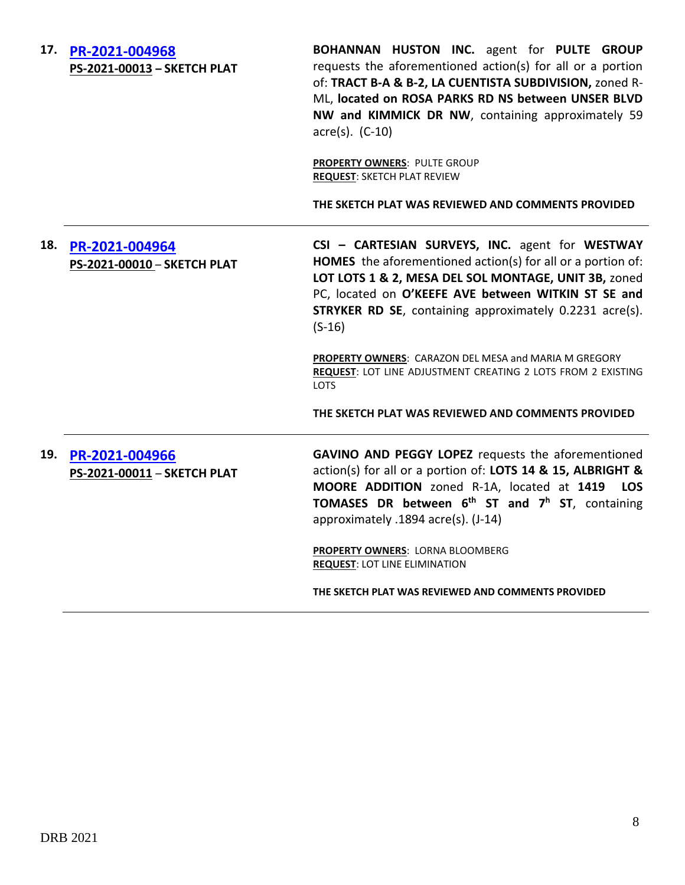**17. [PR-2021-004968](#)**
**PS-2021-00013 – SKETCH PLAT**

**BOHANNAN HUSTON INC.** agent for **PULTE GROUP** requests the aforementioned action(s) for all or a portion of: **TRACT B-A & B-2, LA CUENTISTA SUBDIVISION,** zoned R-ML, **located on ROSA PARKS RD NS between UNSER BLVD NW and KIMMICK DR NW**, containing approximately 59 acre(s). (C-10)

**PROPERTY OWNERS**: PULTE GROUP
**REQUEST**: SKETCH PLAT REVIEW

**THE SKETCH PLAT WAS REVIEWED AND COMMENTS PROVIDED**

---

**18. [PR-2021-004964](#)**
**PS-2021-00010 – SKETCH PLAT**

**CSI – CARTESIAN SURVEYS, INC.** agent for **WESTWAY HOMES** the aforementioned action(s) for all or a portion of: **LOT LOTS 1 & 2, MESA DEL SOL MONTAGE, UNIT 3B,** zoned PC, located on **O'KEEFE AVE between WITKIN ST SE and STRYKER RD SE**, containing approximately 0.2231 acre(s). (S-16)

**PROPERTY OWNERS**: CARAZON DEL MESA and MARIA M GREGORY
**REQUEST**: LOT LINE ADJUSTMENT CREATING 2 LOTS FROM 2 EXISTING LOTS

**THE SKETCH PLAT WAS REVIEWED AND COMMENTS PROVIDED**

---

**19. [PR-2021-004966](#)**
**PS-2021-00011 – SKETCH PLAT**

**GAVINO AND PEGGY LOPEZ** requests the aforementioned action(s) for all or a portion of: **LOTS 14 & 15, ALBRIGHT & MOORE ADDITION** zoned R-1A, located at **1419 LOS TOMASES DR between 6th ST and 7h ST**, containing approximately .1894 acre(s). (J-14)

**PROPERTY OWNERS**: LORNA BLOOMBERG
**REQUEST**: LOT LINE ELIMINATION

**THE SKETCH PLAT WAS REVIEWED AND COMMENTS PROVIDED**

---

DRB 2021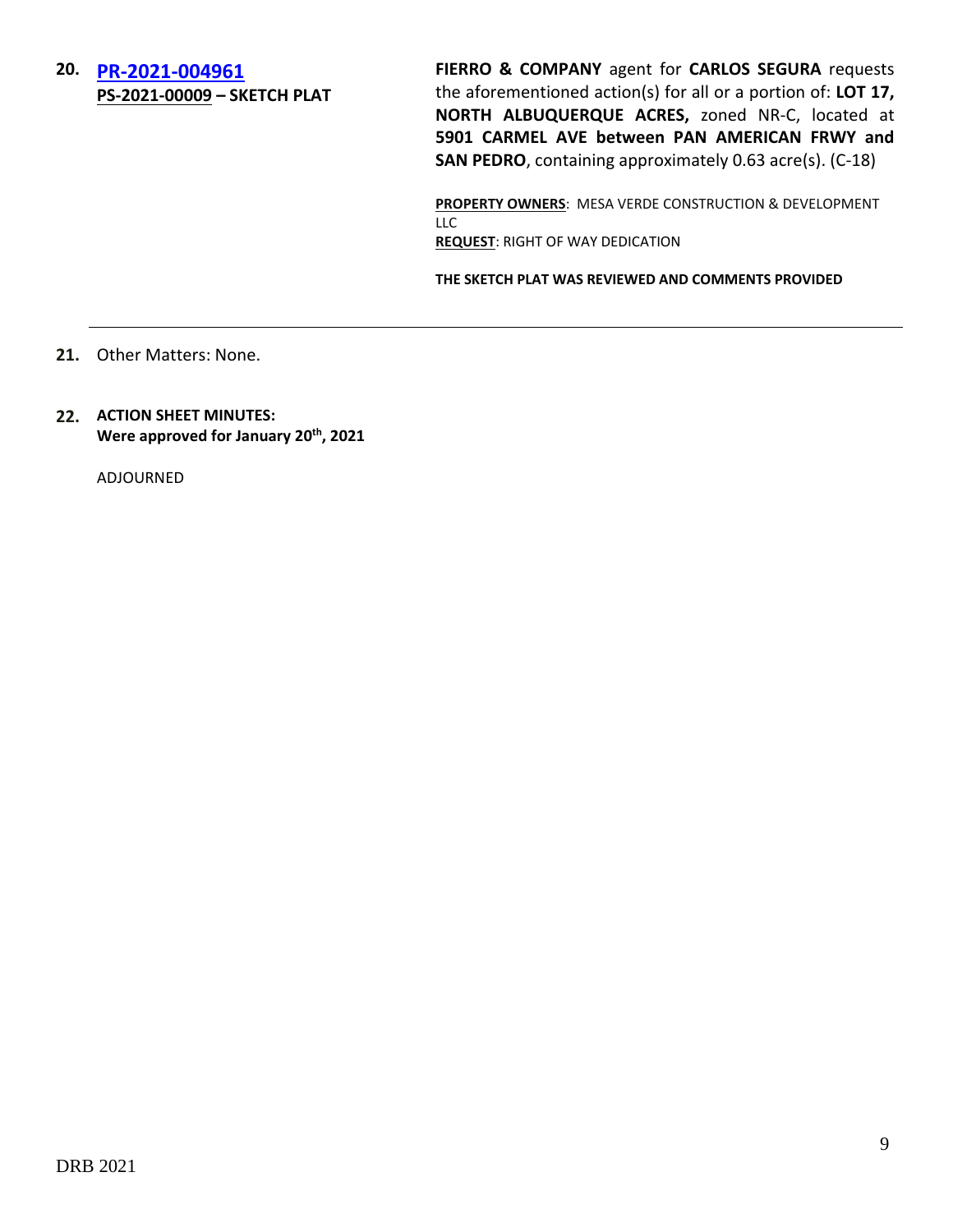**20.** **PR-2021-004961**
**PS-2021-00009 – SKETCH PLAT**

**FIERRO & COMPANY** agent for **CARLOS SEGURA** requests the aforementioned action(s) for all or a portion of: **LOT 17, NORTH ALBUQUERQUE ACRES,** zoned NR-C, located at **5901 CARMEL AVE between PAN AMERICAN FRWY and SAN PEDRO**, containing approximately 0.63 acre(s). (C-18)

**PROPERTY OWNERS**: MESA VERDE CONSTRUCTION & DEVELOPMENT LLC
**REQUEST**: RIGHT OF WAY DEDICATION

**THE SKETCH PLAT WAS REVIEWED AND COMMENTS PROVIDED**

---

**21.** Other Matters: None.

**22.** **ACTION SHEET MINUTES:**
**Were approved for January 20th, 2021**

ADJOURNED